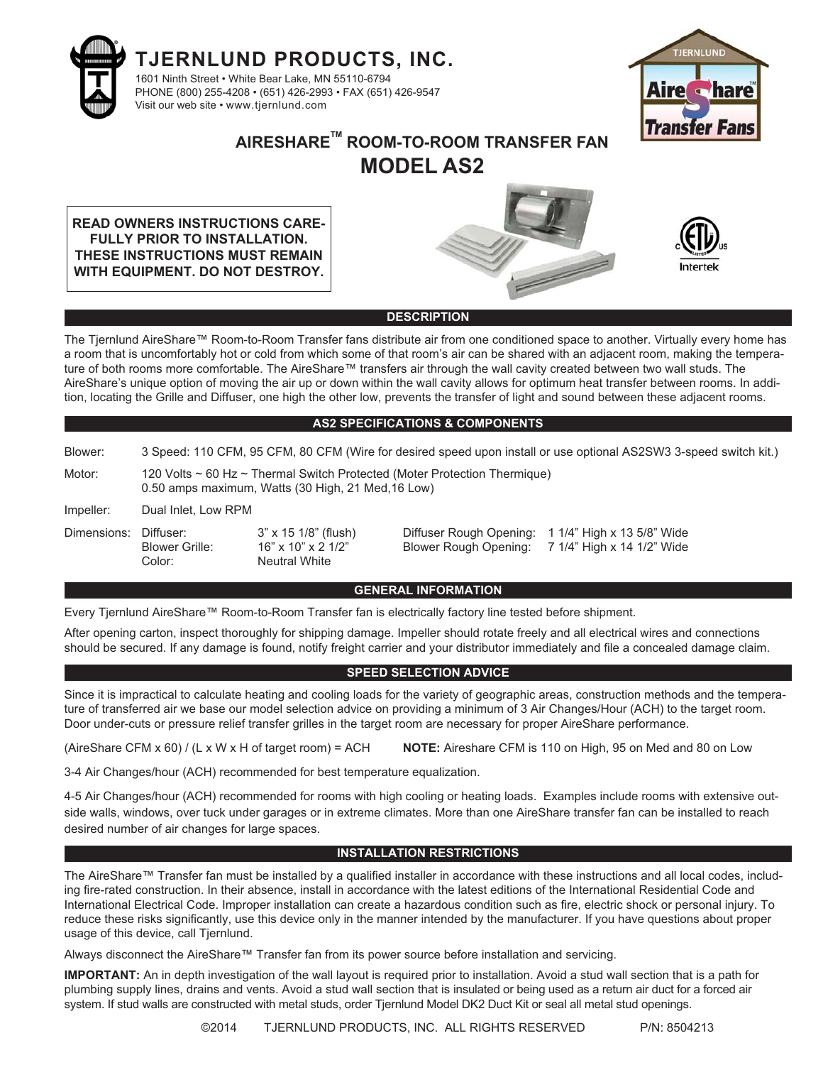# TJERNLUND PRODUCTS, INC.

1601 Ninth Street • White Bear Lake, MN 55110-6794
PHONE (800) 255-4208 • (651) 426-2993 • FAX (651) 426-9547
Visit our web site • www.tjernlund.com

## AIRESHARE™ ROOM-TO-ROOM TRANSFER FAN
## MODEL AS2

**READ OWNERS INSTRUCTIONS CAREFULLY PRIOR TO INSTALLATION. THESE INSTRUCTIONS MUST REMAIN WITH EQUIPMENT. DO NOT DESTROY.**

### DESCRIPTION

The Tjernlund AireShare™ Room-to-Room Transfer fans distribute air from one conditioned space to another. Virtually every home has a room that is uncomfortably hot or cold from which some of that room's air can be shared with an adjacent room, making the temperature of both rooms more comfortable. The AireShare™ transfers air through the wall cavity created between two wall studs. The AireShare's unique option of moving the air up or down within the wall cavity allows for optimum heat transfer between rooms. In addition, locating the Grille and Diffuser, one high the other low, prevents the transfer of light and sound between these adjacent rooms.

### AS2 SPECIFICATIONS & COMPONENTS

Blower: 3 Speed: 110 CFM, 95 CFM, 80 CFM (Wire for desired speed upon install or use optional AS2SW3 3-speed switch kit.)

Motor: 120 Volts ~ 60 Hz ~ Thermal Switch Protected (Moter Protection Thermique)
0.50 amps maximum, Watts (30 High, 21 Med,16 Low)

Impeller: Dual Inlet, Low RPM

| Dimensions: | | | | |
|---|---|---|---|---|
| | Diffuser: | 3" x 15 1/8" (flush) | Diffuser Rough Opening: | 1 1/4" High x 13 5/8" Wide |
| | Blower Grille: | 16" x 10" x 2 1/2" | Blower Rough Opening: | 7 1/4" High x 14 1/2" Wide |
| | Color: | Neutral White | | |

### GENERAL INFORMATION

Every Tjernlund AireShare™ Room-to-Room Transfer fan is electrically factory line tested before shipment.

After opening carton, inspect thoroughly for shipping damage. Impeller should rotate freely and all electrical wires and connections should be secured. If any damage is found, notify freight carrier and your distributor immediately and file a concealed damage claim.

### SPEED SELECTION ADVICE

Since it is impractical to calculate heating and cooling loads for the variety of geographic areas, construction methods and the temperature of transferred air we base our model selection advice on providing a minimum of 3 Air Changes/Hour (ACH) to the target room. Door under-cuts or pressure relief transfer grilles in the target room are necessary for proper AireShare performance.

(AireShare CFM x 60) / (L x W x H of target room) = ACH **NOTE:** Aireshare CFM is 110 on High, 95 on Med and 80 on Low

3-4 Air Changes/hour (ACH) recommended for best temperature equalization.

4-5 Air Changes/hour (ACH) recommended for rooms with high cooling or heating loads. Examples include rooms with extensive outside walls, windows, over tuck under garages or in extreme climates. More than one AireShare transfer fan can be installed to reach desired number of air changes for large spaces.

### INSTALLATION RESTRICTIONS

The AireShare™ Transfer fan must be installed by a qualified installer in accordance with these instructions and all local codes, including fire-rated construction. In their absence, install in accordance with the latest editions of the International Residential Code and International Electrical Code. Improper installation can create a hazardous condition such as fire, electric shock or personal injury. To reduce these risks significantly, use this device only in the manner intended by the manufacturer. If you have questions about proper usage of this device, call Tjernlund.

Always disconnect the AireShare™ Transfer fan from its power source before installation and servicing.

**IMPORTANT:** An in depth investigation of the wall layout is required prior to installation. Avoid a stud wall section that is a path for plumbing supply lines, drains and vents. Avoid a stud wall section that is insulated or being used as a return air duct for a forced air system. If stud walls are constructed with metal studs, order Tjernlund Model DK2 Duct Kit or seal all metal stud openings.

©2014 TJERNLUND PRODUCTS, INC. ALL RIGHTS RESERVED P/N: 8504213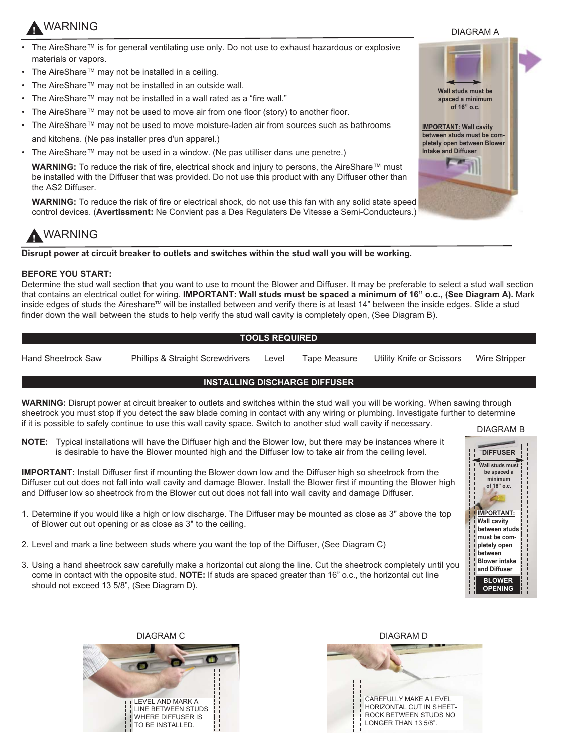## ⚠ WARNING

- The AireShare™ is for general ventilating use only. Do not use to exhaust hazardous or explosive materials or vapors.
- The AireShare™ may not be installed in a ceiling.
- The AireShare™ may not be installed in an outside wall.
- The AireShare™ may not be installed in a wall rated as a "fire wall."
- The AireShare™ may not be used to move air from one floor (story) to another floor.
- The AireShare™ may not be used to move moisture-laden air from sources such as bathrooms and kitchens. (Ne pas installer pres d'un apparel.)
- The AireShare™ may not be used in a window. (Ne pas utilliser dans une penetre.)

**WARNING:** To reduce the risk of fire, electrical shock and injury to persons, the AireShare™ must be installed with the Diffuser that was provided. Do not use this product with any Diffuser other than the AS2 Diffuser.

**WARNING:** To reduce the risk of fire or electrical shock, do not use this fan with any solid state speed control devices. (**Avertissment:** Ne Convient pas a Des Regulaters De Vitesse a Semi-Conducteurs.)

DIAGRAM A

Wall studs must be spaced a minimum of 16" o.c.

IMPORTANT: Wall cavity between studs must be completely open between Blower Intake and Diffuser

## ⚠ WARNING

**Disrupt power at circuit breaker to outlets and switches within the stud wall you will be working.**

**BEFORE YOU START:**

Determine the stud wall section that you want to use to mount the Blower and Diffuser. It may be preferable to select a stud wall section that contains an electrical outlet for wiring. **IMPORTANT: Wall studs must be spaced a minimum of 16" o.c., (See Diagram A).** Mark inside edges of studs the Aireshare™ will be installed between and verify there is at least 14" between the inside edges. Slide a stud finder down the wall between the studs to help verify the stud wall cavity is completely open, (See Diagram B).

### TOOLS REQUIRED

Hand Sheetrock Saw | Phillips & Straight Screwdrivers | Level | Tape Measure | Utility Knife or Scissors | Wire Stripper

### INSTALLING DISCHARGE DIFFUSER

**WARNING:** Disrupt power at circuit breaker to outlets and switches within the stud wall you will be working. When sawing through sheetrock you must stop if you detect the saw blade coming in contact with any wiring or plumbing. Investigate further to determine if it is possible to safely continue to use this wall cavity space. Switch to another stud wall cavity if necessary.

**NOTE:** Typical installations will have the Diffuser high and the Blower low, but there may be instances where it is desirable to have the Blower mounted high and the Diffuser low to take air from the ceiling level.

**IMPORTANT:** Install Diffuser first if mounting the Blower down low and the Diffuser high so sheetrock from the Diffuser cut out does not fall into wall cavity and damage Blower. Install the Blower first if mounting the Blower high and Diffuser low so sheetrock from the Blower cut out does not fall into wall cavity and damage Diffuser.

1. Determine if you would like a high or low discharge. The Diffuser may be mounted as close as 3" above the top of Blower cut out opening or as close as 3" to the ceiling.
2. Level and mark a line between studs where you want the top of the Diffuser, (See Diagram C)
3. Using a hand sheetrock saw carefully make a horizontal cut along the line. Cut the sheetrock completely until you come in contact with the opposite stud. **NOTE:** If studs are spaced greater than 16" o.c., the horizontal cut line should not exceed 13 5/8", (See Diagram D).

DIAGRAM B

DIFFUSER

Wall studs must be spaced a minimum of 16" o.c.

IMPORTANT: Wall cavity between studs must be completely open between Blower intake and Diffuser

BLOWER OPENING

DIAGRAM C

LEVEL AND MARK A LINE BETWEEN STUDS WHERE DIFFUSER IS TO BE INSTALLED.

DIAGRAM D

CAREFULLY MAKE A LEVEL HORIZONTAL CUT IN SHEETROCK BETWEEN STUDS NO LONGER THAN 13 5/8".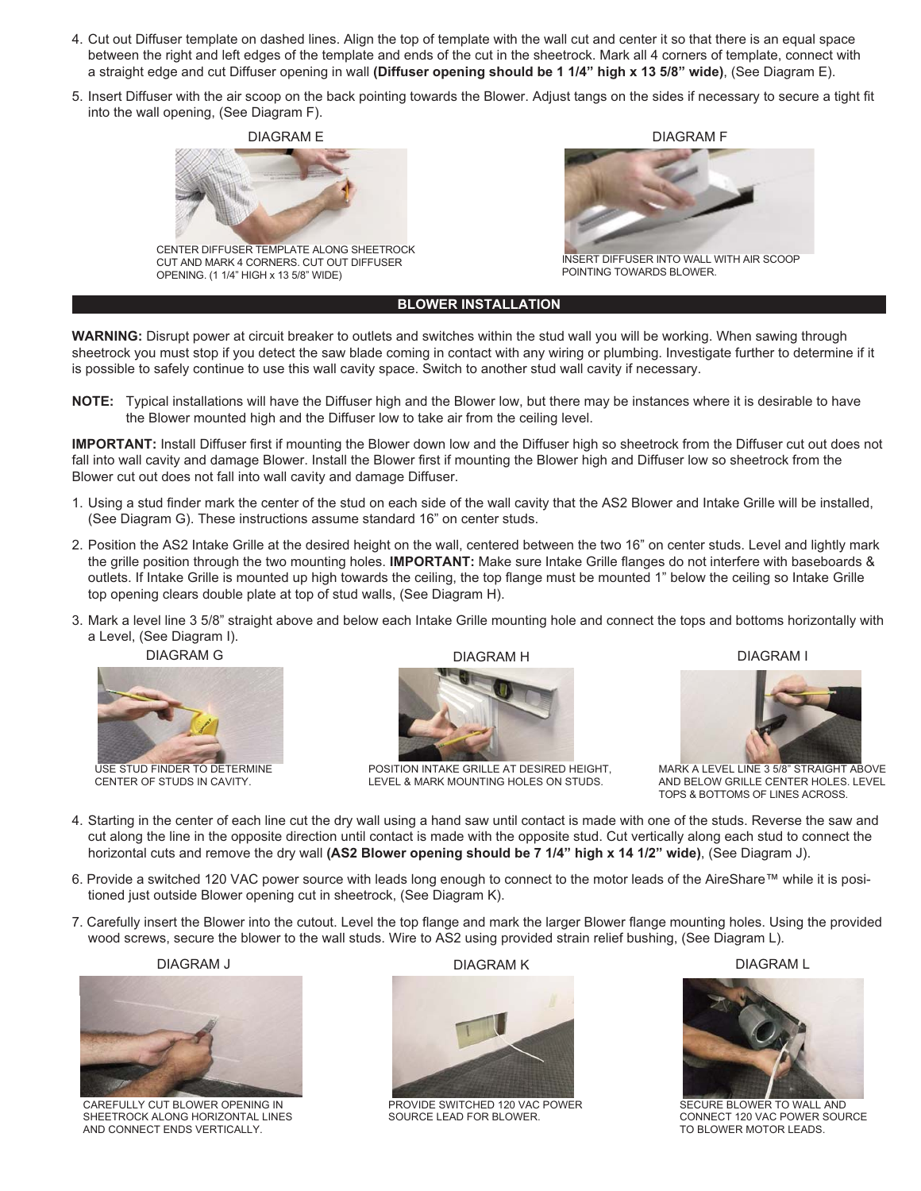4. Cut out Diffuser template on dashed lines. Align the top of template with the wall cut and center it so that there is an equal space between the right and left edges of the template and ends of the cut in the sheetrock. Mark all 4 corners of template, connect with a straight edge and cut Diffuser opening in wall **(Diffuser opening should be 1 1/4" high x 13 5/8" wide)**, (See Diagram E).

5. Insert Diffuser with the air scoop on the back pointing towards the Blower. Adjust tangs on the sides if necessary to secure a tight fit into the wall opening, (See Diagram F).

DIAGRAM E

CENTER DIFFUSER TEMPLATE ALONG SHEETROCK CUT AND MARK 4 CORNERS. CUT OUT DIFFUSER OPENING. (1 1/4" HIGH x 13 5/8" WIDE)

DIAGRAM F

INSERT DIFFUSER INTO WALL WITH AIR SCOOP POINTING TOWARDS BLOWER.

## BLOWER INSTALLATION

**WARNING:** Disrupt power at circuit breaker to outlets and switches within the stud wall you will be working. When sawing through sheetrock you must stop if you detect the saw blade coming in contact with any wiring or plumbing. Investigate further to determine if it is possible to safely continue to use this wall cavity space. Switch to another stud wall cavity if necessary.

**NOTE:** Typical installations will have the Diffuser high and the Blower low, but there may be instances where it is desirable to have the Blower mounted high and the Diffuser low to take air from the ceiling level.

**IMPORTANT:** Install Diffuser first if mounting the Blower down low and the Diffuser high so sheetrock from the Diffuser cut out does not fall into wall cavity and damage Blower. Install the Blower first if mounting the Blower high and Diffuser low so sheetrock from the Blower cut out does not fall into wall cavity and damage Diffuser.

1. Using a stud finder mark the center of the stud on each side of the wall cavity that the AS2 Blower and Intake Grille will be installed, (See Diagram G). These instructions assume standard 16" on center studs.

2. Position the AS2 Intake Grille at the desired height on the wall, centered between the two 16" on center studs. Level and lightly mark the grille position through the two mounting holes. **IMPORTANT:** Make sure Intake Grille flanges do not interfere with baseboards & outlets. If Intake Grille is mounted up high towards the ceiling, the top flange must be mounted 1" below the ceiling so Intake Grille top opening clears double plate at top of stud walls, (See Diagram H).

3. Mark a level line 3 5/8" straight above and below each Intake Grille mounting hole and connect the tops and bottoms horizontally with a Level, (See Diagram I).

DIAGRAM G

USE STUD FINDER TO DETERMINE CENTER OF STUDS IN CAVITY.

DIAGRAM H

POSITION INTAKE GRILLE AT DESIRED HEIGHT, LEVEL & MARK MOUNTING HOLES ON STUDS.

DIAGRAM I

MARK A LEVEL LINE 3 5/8" STRAIGHT ABOVE AND BELOW GRILLE CENTER HOLES. LEVEL TOPS & BOTTOMS OF LINES ACROSS.

4. Starting in the center of each line cut the dry wall using a hand saw until contact is made with one of the studs. Reverse the saw and cut along the line in the opposite direction until contact is made with the opposite stud. Cut vertically along each stud to connect the horizontal cuts and remove the dry wall **(AS2 Blower opening should be 7 1/4" high x 14 1/2" wide)**, (See Diagram J).

6. Provide a switched 120 VAC power source with leads long enough to connect to the motor leads of the AireShare™ while it is positioned just outside Blower opening cut in sheetrock, (See Diagram K).

7. Carefully insert the Blower into the cutout. Level the top flange and mark the larger Blower flange mounting holes. Using the provided wood screws, secure the blower to the wall studs. Wire to AS2 using provided strain relief bushing, (See Diagram L).

DIAGRAM J

CAREFULLY CUT BLOWER OPENING IN SHEETROCK ALONG HORIZONTAL LINES AND CONNECT ENDS VERTICALLY.

DIAGRAM K

PROVIDE SWITCHED 120 VAC POWER SOURCE LEAD FOR BLOWER.

DIAGRAM L

SECURE BLOWER TO WALL AND CONNECT 120 VAC POWER SOURCE TO BLOWER MOTOR LEADS.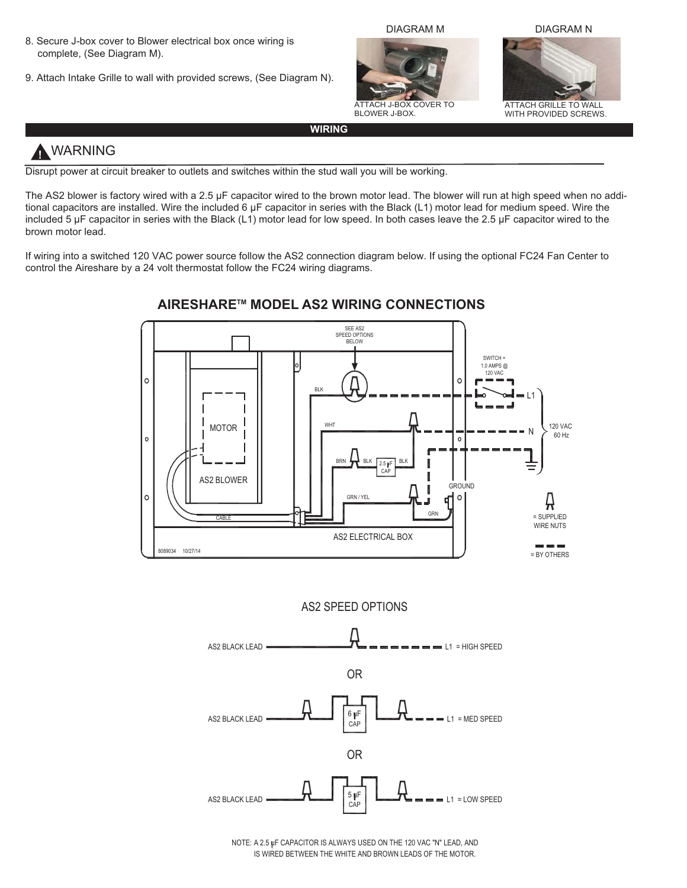8. Secure J-box cover to Blower electrical box once wiring is complete, (See Diagram M).

9. Attach Intake Grille to wall with provided screws, (See Diagram N).

DIAGRAM M

ATTACH J-BOX COVER TO BLOWER J-BOX.

DIAGRAM N

ATTACH GRILLE TO WALL WITH PROVIDED SCREWS.

## WIRING

### ⚠ WARNING

Disrupt power at circuit breaker to outlets and switches within the stud wall you will be working.

The AS2 blower is factory wired with a 2.5 μF capacitor wired to the brown motor lead. The blower will run at high speed when no additional capacitors are installed. Wire the included 6 μF capacitor in series with the Black (L1) motor lead for medium speed. Wire the included 5 μF capacitor in series with the Black (L1) motor lead for low speed. In both cases leave the 2.5 μF capacitor wired to the brown motor lead.

If wiring into a switched 120 VAC power source follow the AS2 connection diagram below. If using the optional FC24 Fan Center to control the Aireshare by a 24 volt thermostat follow the FC24 wiring diagrams.

## AIRESHARE™ MODEL AS2 WIRING CONNECTIONS

SEE AS2 SPEED OPTIONS BELOW

SWITCH = 1.0 AMPS @ 120 VAC

BLK | WHT | BRN | BLK | 2.5 μF CAP | BLK | GRN / YEL | GRN | GROUND

MOTOR | AS2 BLOWER | CABLE | AS2 ELECTRICAL BOX

L1 | N | 120 VAC 60 Hz

= SUPPLIED WIRE NUTS

= BY OTHERS

8089034 10/27/14

### AS2 SPEED OPTIONS

AS2 BLACK LEAD — L1 = HIGH SPEED

OR

AS2 BLACK LEAD — 6 μF CAP — L1 = MED SPEED

OR

AS2 BLACK LEAD — 5 μF CAP — L1 = LOW SPEED

NOTE: A 2.5 μF CAPACITOR IS ALWAYS USED ON THE 120 VAC "N" LEAD, AND IS WIRED BETWEEN THE WHITE AND BROWN LEADS OF THE MOTOR.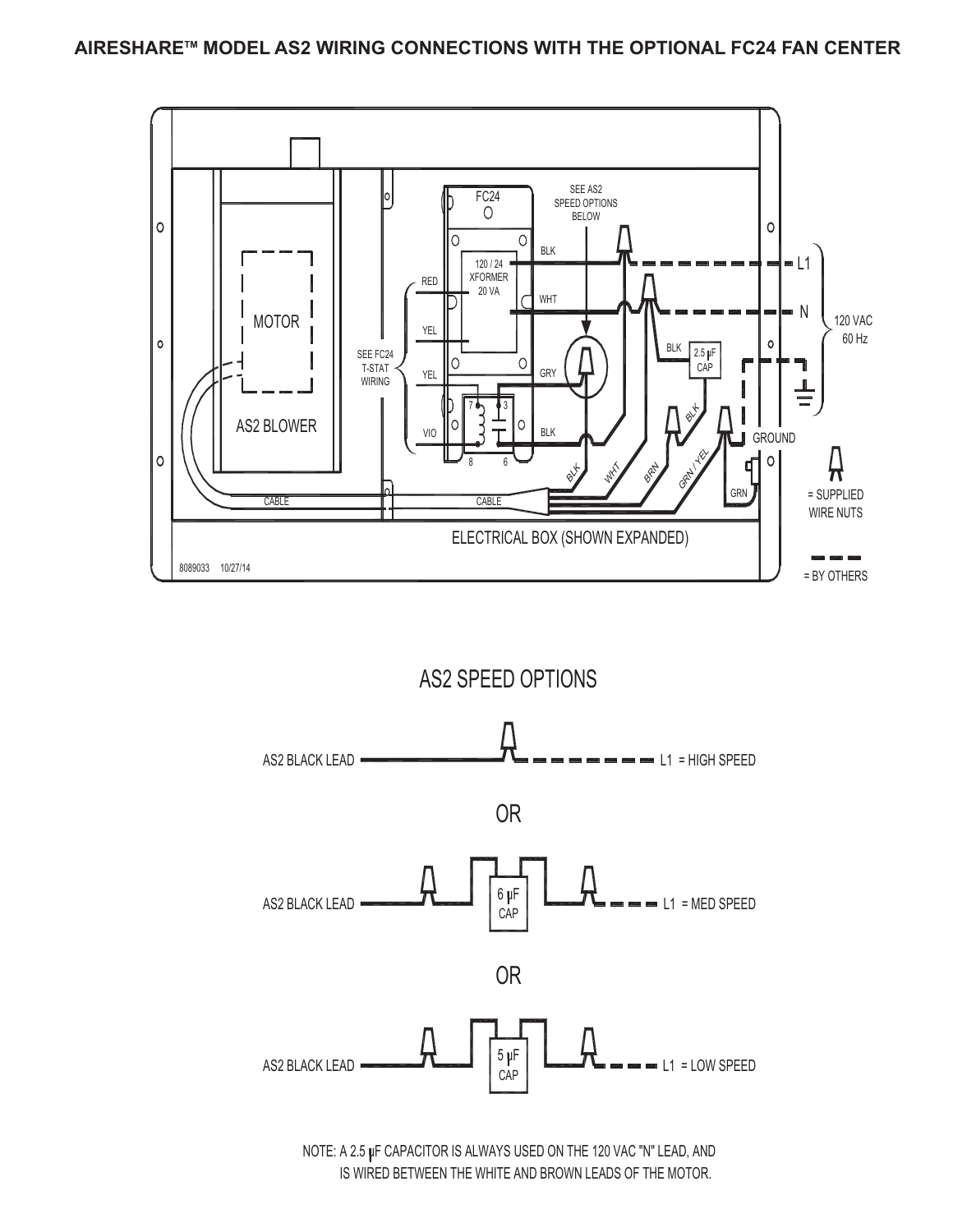# AIRESHARE™ MODEL AS2 WIRING CONNECTIONS WITH THE OPTIONAL FC24 FAN CENTER

MOTOR

AS2 BLOWER

CABLE

CABLE

FC24

120 / 24 XFORMER 20 VA

SEE AS2 SPEED OPTIONS BELOW

RED

YEL

YEL

VIO

SEE FC24 T-STAT WIRING

BLK

WHT

GRY

BLK

BLK

2.5 µF CAP

L1

N

120 VAC 60 Hz

GROUND

GRN

BLK

WHT

BRN

BLK

GRN / YEL

= SUPPLIED WIRE NUTS

= BY OTHERS

ELECTRICAL BOX (SHOWN EXPANDED)

8089033 10/27/14

## AS2 SPEED OPTIONS

AS2 BLACK LEAD — L1 = HIGH SPEED

OR

AS2 BLACK LEAD — 6 µF CAP — L1 = MED SPEED

OR

AS2 BLACK LEAD — 5 µF CAP — L1 = LOW SPEED

NOTE: A 2.5 µF CAPACITOR IS ALWAYS USED ON THE 120 VAC "N" LEAD, AND IS WIRED BETWEEN THE WHITE AND BROWN LEADS OF THE MOTOR.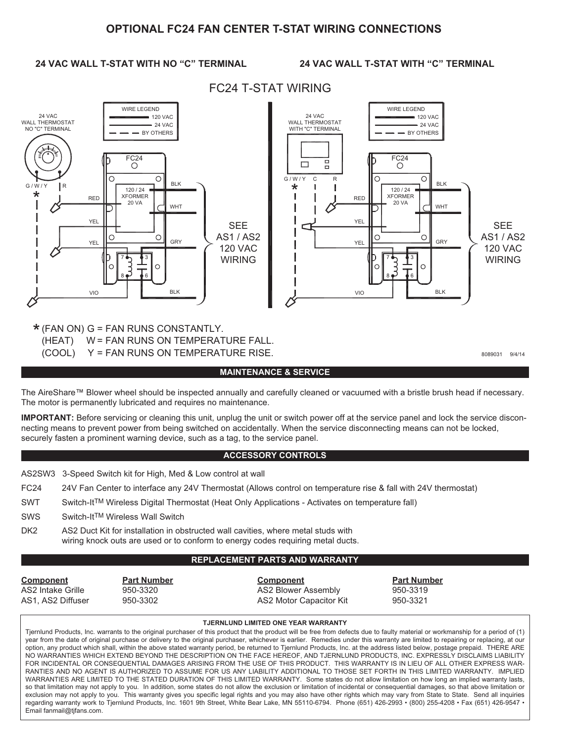# OPTIONAL FC24 FAN CENTER T-STAT WIRING CONNECTIONS

**24 VAC WALL T-STAT WITH NO "C" TERMINAL**

**24 VAC WALL T-STAT WITH "C" TERMINAL**

FC24 T-STAT WIRING

24 VAC
WALL THERMOSTAT
NO "C" TERMINAL

WIRE LEGEND
120 VAC
24 VAC
BY OTHERS

G / W / Y
R
FC24
120 / 24
XFORMER
20 VA
RED
YEL
YEL
VIO
BLK
WHT
GRY
BLK
7 3
8 6

SEE
AS1 / AS2
120 VAC
WIRING

24 VAC
WALL THERMOSTAT
WITH "C" TERMINAL

WIRE LEGEND
120 VAC
24 VAC
BY OTHERS

G / W / Y C R
FC24
120 / 24
XFORMER
20 VA
RED
YEL
YEL
VIO
BLK
WHT
GRY
BLK
7 3
8 6

SEE
AS1 / AS2
120 VAC
WIRING

* (FAN ON) G = FAN RUNS CONSTANTLY.
(HEAT) W = FAN RUNS ON TEMPERATURE FALL.
(COOL) Y = FAN RUNS ON TEMPERATURE RISE.

8089031 9/4/14

## MAINTENANCE & SERVICE

The AireShare™ Blower wheel should be inspected annually and carefully cleaned or vacuumed with a bristle brush head if necessary. The motor is permanently lubricated and requires no maintenance.

**IMPORTANT:** Before servicing or cleaning this unit, unplug the unit or switch power off at the service panel and lock the service disconnecting means to prevent power from being switched on accidentally. When the service disconnecting means can not be locked, securely fasten a prominent warning device, such as a tag, to the service panel.

## ACCESSORY CONTROLS

| | |
|---|---|
| AS2SW3 | 3-Speed Switch kit for High, Med & Low control at wall |
| FC24 | 24V Fan Center to interface any 24V Thermostat (Allows control on temperature rise & fall with 24V thermostat) |
| SWT | Switch-It™ Wireless Digital Thermostat (Heat Only Applications - Activates on temperature fall) |
| SWS | Switch-It™ Wireless Wall Switch |
| DK2 | AS2 Duct Kit for installation in obstructed wall cavities, where metal studs with wiring knock outs are used or to conform to energy codes requiring metal ducts. |

## REPLACEMENT PARTS AND WARRANTY

| Component | Part Number | Component | Part Number |
|---|---|---|---|
| AS2 Intake Grille | 950-3320 | AS2 Blower Assembly | 950-3319 |
| AS1, AS2 Diffuser | 950-3302 | AS2 Motor Capacitor Kit | 950-3321 |

### TJERNLUND LIMITED ONE YEAR WARRANTY

Tjernlund Products, Inc. warrants to the original purchaser of this product that the product will be free from defects due to faulty material or workmanship for a period of (1) year from the date of original purchase or delivery to the original purchaser, whichever is earlier. Remedies under this warranty are limited to repairing or replacing, at our option, any product which shall, within the above stated warranty period, be returned to Tjernlund Products, Inc. at the address listed below, postage prepaid. THERE ARE NO WARRANTIES WHICH EXTEND BEYOND THE DESCRIPTION ON THE FACE HEREOF, AND TJERNLUND PRODUCTS, INC. EXPRESSLY DISCLAIMS LIABILITY FOR INCIDENTAL OR CONSEQUENTIAL DAMAGES ARISING FROM THE USE OF THIS PRODUCT. THIS WARRANTY IS IN LIEU OF ALL OTHER EXPRESS WARRANTIES AND NO AGENT IS AUTHORIZED TO ASSUME FOR US ANY LIABILITY ADDITIONAL TO THOSE SET FORTH IN THIS LIMITED WARRANTY. IMPLIED WARRANTIES ARE LIMITED TO THE STATED DURATION OF THIS LIMITED WARRANTY. Some states do not allow limitation on how long an implied warranty lasts, so that limitation may not apply to you. In addition, some states do not allow the exclusion or limitation of incidental or consequential damages, so that above limitation or exclusion may not apply to you. This warranty gives you specific legal rights and you may also have other rights which may vary from State to State. Send all inquiries regarding warranty work to Tjernlund Products, Inc. 1601 9th Street, White Bear Lake, MN 55110-6794. Phone (651) 426-2993 • (800) 255-4208 • Fax (651) 426-9547 • Email fanmail@tjfans.com.